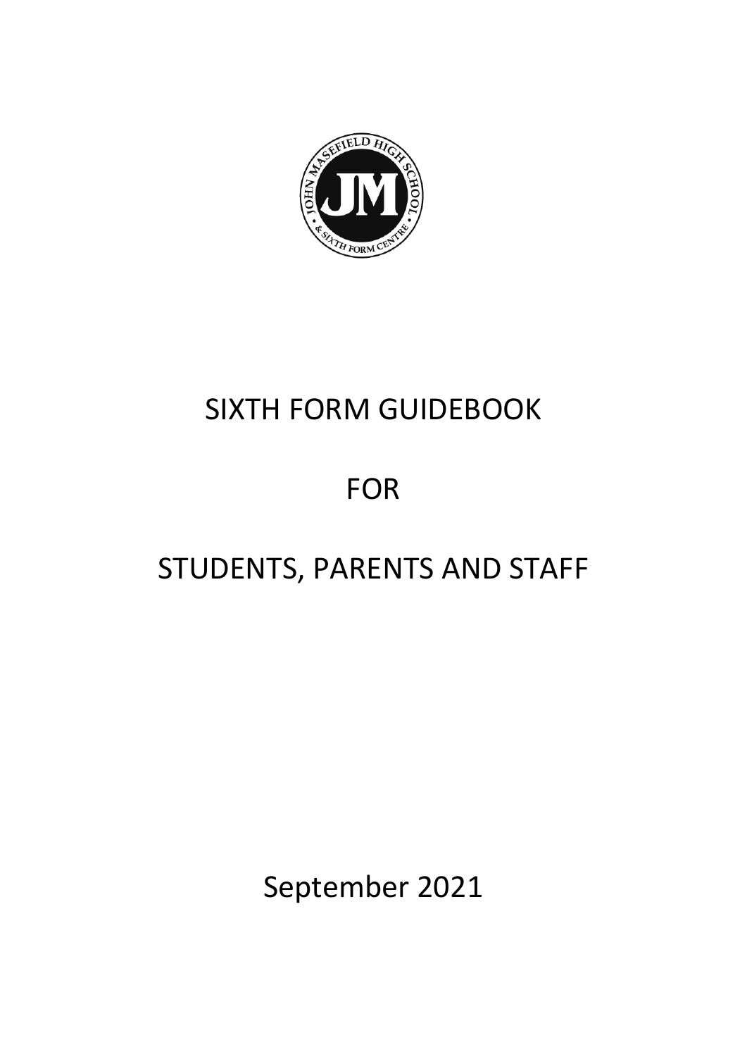# SIXTH FORM GUIDEBOOK

# FOR

# STUDENTS, PARENTS AND STAFF

September 2021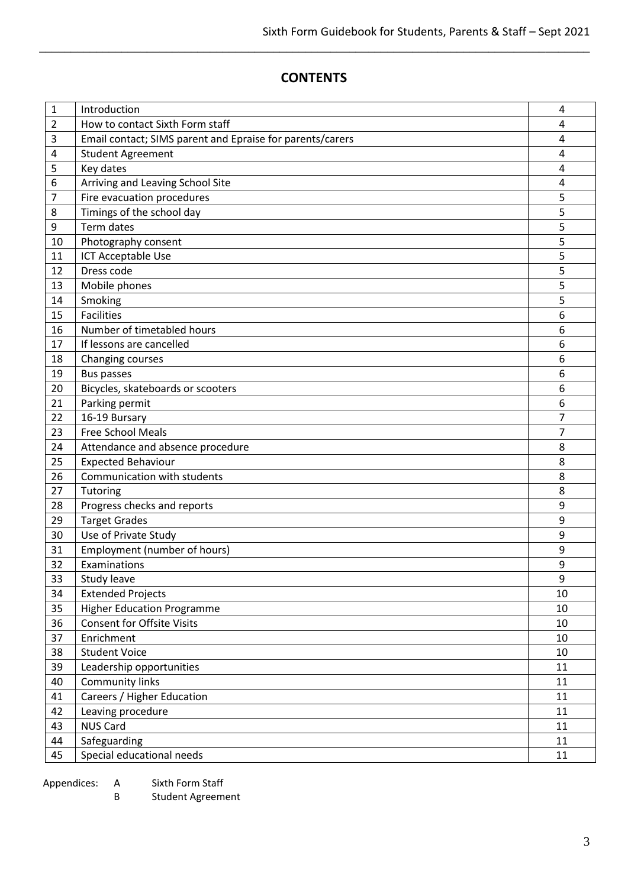# CONTENTS

| 1 | Introduction | 4 |
|---|---|---|
| 2 | How to contact Sixth Form staff | 4 |
| 3 | Email contact; SIMS parent and Epraise for parents/carers | 4 |
| 4 | Student Agreement | 4 |
| 5 | Key dates | 4 |
| 6 | Arriving and Leaving School Site | 4 |
| 7 | Fire evacuation procedures | 5 |
| 8 | Timings of the school day | 5 |
| 9 | Term dates | 5 |
| 10 | Photography consent | 5 |
| 11 | ICT Acceptable Use | 5 |
| 12 | Dress code | 5 |
| 13 | Mobile phones | 5 |
| 14 | Smoking | 5 |
| 15 | Facilities | 6 |
| 16 | Number of timetabled hours | 6 |
| 17 | If lessons are cancelled | 6 |
| 18 | Changing courses | 6 |
| 19 | Bus passes | 6 |
| 20 | Bicycles, skateboards or scooters | 6 |
| 21 | Parking permit | 6 |
| 22 | 16-19 Bursary | 7 |
| 23 | Free School Meals | 7 |
| 24 | Attendance and absence procedure | 8 |
| 25 | Expected Behaviour | 8 |
| 26 | Communication with students | 8 |
| 27 | Tutoring | 8 |
| 28 | Progress checks and reports | 9 |
| 29 | Target Grades | 9 |
| 30 | Use of Private Study | 9 |
| 31 | Employment (number of hours) | 9 |
| 32 | Examinations | 9 |
| 33 | Study leave | 9 |
| 34 | Extended Projects | 10 |
| 35 | Higher Education Programme | 10 |
| 36 | Consent for Offsite Visits | 10 |
| 37 | Enrichment | 10 |
| 38 | Student Voice | 10 |
| 39 | Leadership opportunities | 11 |
| 40 | Community links | 11 |
| 41 | Careers / Higher Education | 11 |
| 42 | Leaving procedure | 11 |
| 43 | NUS Card | 11 |
| 44 | Safeguarding | 11 |
| 45 | Special educational needs | 11 |

Appendices:
- A Sixth Form Staff
- B Student Agreement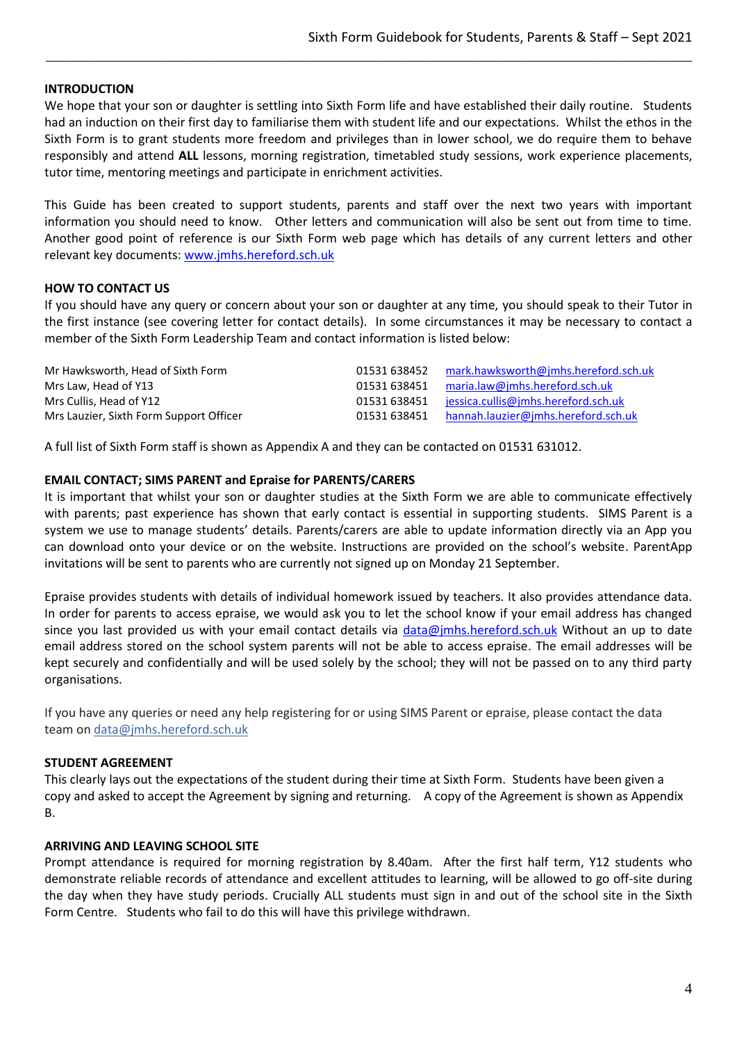## INTRODUCTION

We hope that your son or daughter is settling into Sixth Form life and have established their daily routine. Students had an induction on their first day to familiarise them with student life and our expectations. Whilst the ethos in the Sixth Form is to grant students more freedom and privileges than in lower school, we do require them to behave responsibly and attend **ALL** lessons, morning registration, timetabled study sessions, work experience placements, tutor time, mentoring meetings and participate in enrichment activities.

This Guide has been created to support students, parents and staff over the next two years with important information you should need to know. Other letters and communication will also be sent out from time to time. Another good point of reference is our Sixth Form web page which has details of any current letters and other relevant key documents: www.jmhs.hereford.sch.uk

## HOW TO CONTACT US

If you should have any query or concern about your son or daughter at any time, you should speak to their Tutor in the first instance (see covering letter for contact details). In some circumstances it may be necessary to contact a member of the Sixth Form Leadership Team and contact information is listed below:

| | | |
|---|---|---|
| Mr Hawksworth, Head of Sixth Form | 01531 638452 | mark.hawksworth@jmhs.hereford.sch.uk |
| Mrs Law, Head of Y13 | 01531 638451 | maria.law@jmhs.hereford.sch.uk |
| Mrs Cullis, Head of Y12 | 01531 638451 | jessica.cullis@jmhs.hereford.sch.uk |
| Mrs Lauzier, Sixth Form Support Officer | 01531 638451 | hannah.lauzier@jmhs.hereford.sch.uk |

A full list of Sixth Form staff is shown as Appendix A and they can be contacted on 01531 631012.

## EMAIL CONTACT; SIMS PARENT and Epraise for PARENTS/CARERS

It is important that whilst your son or daughter studies at the Sixth Form we are able to communicate effectively with parents; past experience has shown that early contact is essential in supporting students. SIMS Parent is a system we use to manage students' details. Parents/carers are able to update information directly via an App you can download onto your device or on the website. Instructions are provided on the school's website. ParentApp invitations will be sent to parents who are currently not signed up on Monday 21 September.

Epraise provides students with details of individual homework issued by teachers. It also provides attendance data. In order for parents to access epraise, we would ask you to let the school know if your email address has changed since you last provided us with your email contact details via data@jmhs.hereford.sch.uk Without an up to date email address stored on the school system parents will not be able to access epraise. The email addresses will be kept securely and confidentially and will be used solely by the school; they will not be passed on to any third party organisations.

If you have any queries or need any help registering for or using SIMS Parent or epraise, please contact the data team on data@jmhs.hereford.sch.uk

## STUDENT AGREEMENT

This clearly lays out the expectations of the student during their time at Sixth Form. Students have been given a copy and asked to accept the Agreement by signing and returning. A copy of the Agreement is shown as Appendix B.

## ARRIVING AND LEAVING SCHOOL SITE

Prompt attendance is required for morning registration by 8.40am. After the first half term, Y12 students who demonstrate reliable records of attendance and excellent attitudes to learning, will be allowed to go off-site during the day when they have study periods. Crucially ALL students must sign in and out of the school site in the Sixth Form Centre. Students who fail to do this will have this privilege withdrawn.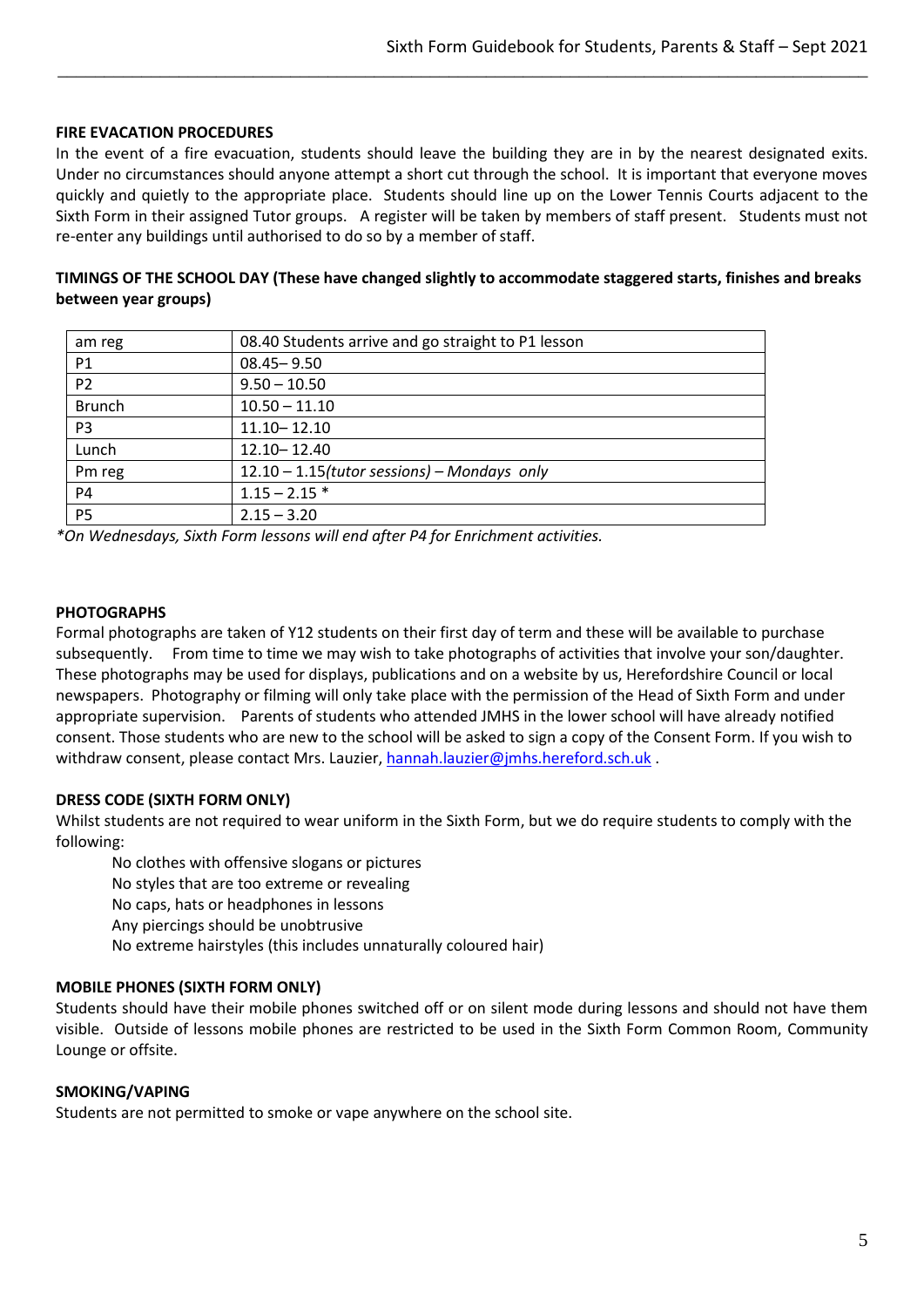**FIRE EVACUATION PROCEDURES**

In the event of a fire evacuation, students should leave the building they are in by the nearest designated exits. Under no circumstances should anyone attempt a short cut through the school. It is important that everyone moves quickly and quietly to the appropriate place. Students should line up on the Lower Tennis Courts adjacent to the Sixth Form in their assigned Tutor groups. A register will be taken by members of staff present. Students must not re-enter any buildings until authorised to do so by a member of staff.

**TIMINGS OF THE SCHOOL DAY (These have changed slightly to accommodate staggered starts, finishes and breaks between year groups)**

| am reg | 08.40 Students arrive and go straight to P1 lesson |
|---|---|
| P1 | 08.45– 9.50 |
| P2 | 9.50 – 10.50 |
| Brunch | 10.50 – 11.10 |
| P3 | 11.10– 12.10 |
| Lunch | 12.10– 12.40 |
| Pm reg | 12.10 – 1.15*(tutor sessions) – Mondays only* |
| P4 | 1.15 – 2.15 * |
| P5 | 2.15 – 3.20 |

**On Wednesdays, Sixth Form lessons will end after P4 for Enrichment activities.*

**PHOTOGRAPHS**

Formal photographs are taken of Y12 students on their first day of term and these will be available to purchase subsequently. From time to time we may wish to take photographs of activities that involve your son/daughter. These photographs may be used for displays, publications and on a website by us, Herefordshire Council or local newspapers. Photography or filming will only take place with the permission of the Head of Sixth Form and under appropriate supervision. Parents of students who attended JMHS in the lower school will have already notified consent. Those students who are new to the school will be asked to sign a copy of the Consent Form. If you wish to withdraw consent, please contact Mrs. Lauzier, hannah.lauzier@jmhs.hereford.sch.uk .

**DRESS CODE (SIXTH FORM ONLY)**

Whilst students are not required to wear uniform in the Sixth Form, but we do require students to comply with the following:

- No clothes with offensive slogans or pictures
- No styles that are too extreme or revealing
- No caps, hats or headphones in lessons
- Any piercings should be unobtrusive
- No extreme hairstyles (this includes unnaturally coloured hair)

**MOBILE PHONES (SIXTH FORM ONLY)**

Students should have their mobile phones switched off or on silent mode during lessons and should not have them visible. Outside of lessons mobile phones are restricted to be used in the Sixth Form Common Room, Community Lounge or offsite.

**SMOKING/VAPING**

Students are not permitted to smoke or vape anywhere on the school site.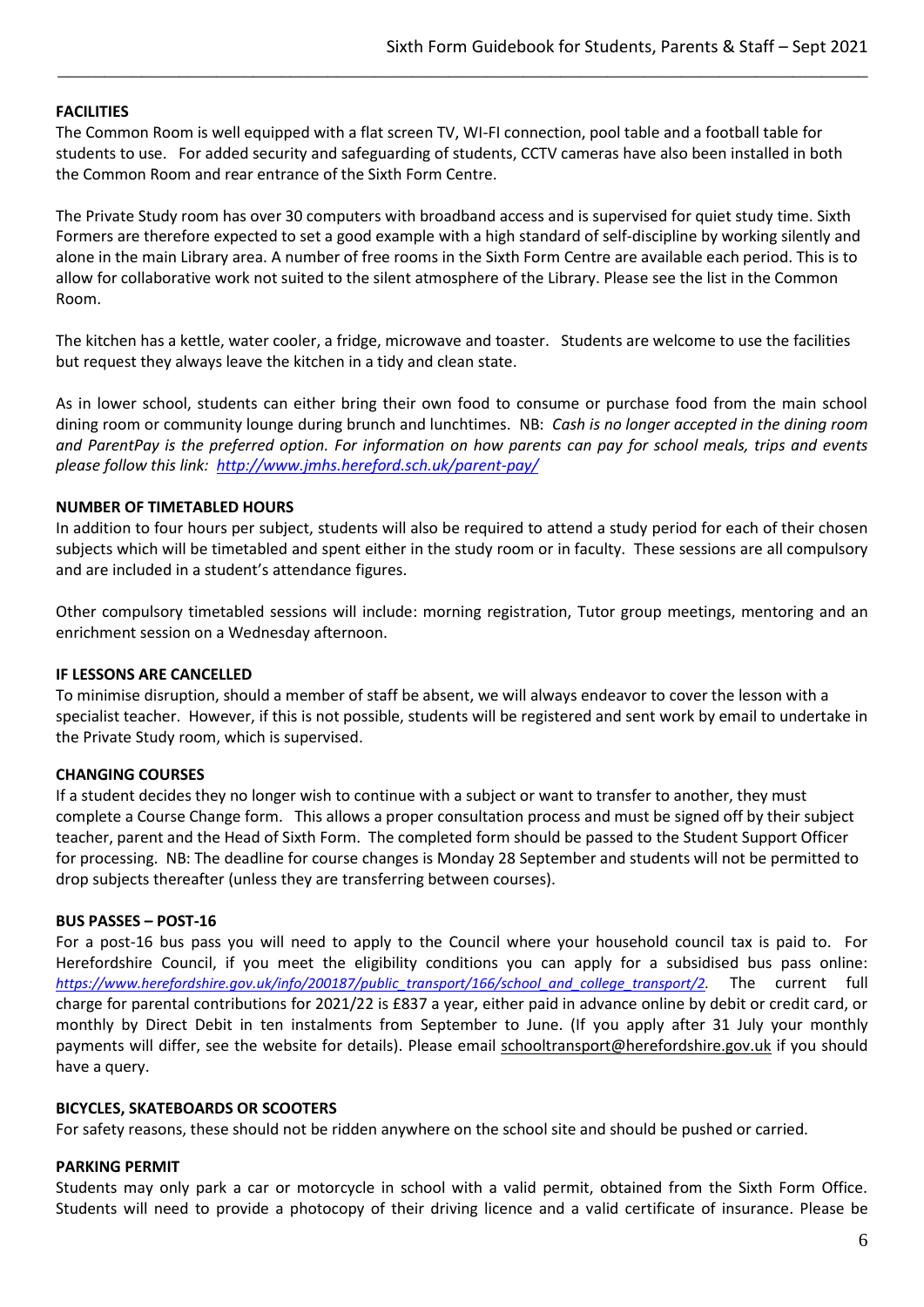**FACILITIES**

The Common Room is well equipped with a flat screen TV, WI-FI connection, pool table and a football table for students to use. For added security and safeguarding of students, CCTV cameras have also been installed in both the Common Room and rear entrance of the Sixth Form Centre.

The Private Study room has over 30 computers with broadband access and is supervised for quiet study time. Sixth Formers are therefore expected to set a good example with a high standard of self-discipline by working silently and alone in the main Library area. A number of free rooms in the Sixth Form Centre are available each period. This is to allow for collaborative work not suited to the silent atmosphere of the Library. Please see the list in the Common Room.

The kitchen has a kettle, water cooler, a fridge, microwave and toaster. Students are welcome to use the facilities but request they always leave the kitchen in a tidy and clean state.

As in lower school, students can either bring their own food to consume or purchase food from the main school dining room or community lounge during brunch and lunchtimes. NB: *Cash is no longer accepted in the dining room and ParentPay is the preferred option. For information on how parents can pay for school meals, trips and events please follow this link: http://www.jmhs.hereford.sch.uk/parent-pay/*

**NUMBER OF TIMETABLED HOURS**

In addition to four hours per subject, students will also be required to attend a study period for each of their chosen subjects which will be timetabled and spent either in the study room or in faculty. These sessions are all compulsory and are included in a student's attendance figures.

Other compulsory timetabled sessions will include: morning registration, Tutor group meetings, mentoring and an enrichment session on a Wednesday afternoon.

**IF LESSONS ARE CANCELLED**

To minimise disruption, should a member of staff be absent, we will always endeavor to cover the lesson with a specialist teacher. However, if this is not possible, students will be registered and sent work by email to undertake in the Private Study room, which is supervised.

**CHANGING COURSES**

If a student decides they no longer wish to continue with a subject or want to transfer to another, they must complete a Course Change form. This allows a proper consultation process and must be signed off by their subject teacher, parent and the Head of Sixth Form. The completed form should be passed to the Student Support Officer for processing. NB: The deadline for course changes is Monday 28 September and students will not be permitted to drop subjects thereafter (unless they are transferring between courses).

**BUS PASSES – POST-16**

For a post-16 bus pass you will need to apply to the Council where your household council tax is paid to. For Herefordshire Council, if you meet the eligibility conditions you can apply for a subsidised bus pass online: *https://www.herefordshire.gov.uk/info/200187/public_transport/166/school_and_college_transport/2.* The current full charge for parental contributions for 2021/22 is £837 a year, either paid in advance online by debit or credit card, or monthly by Direct Debit in ten instalments from September to June. (If you apply after 31 July your monthly payments will differ, see the website for details). Please email schooltransport@herefordshire.gov.uk if you should have a query.

**BICYCLES, SKATEBOARDS OR SCOOTERS**

For safety reasons, these should not be ridden anywhere on the school site and should be pushed or carried.

**PARKING PERMIT**

Students may only park a car or motorcycle in school with a valid permit, obtained from the Sixth Form Office. Students will need to provide a photocopy of their driving licence and a valid certificate of insurance. Please be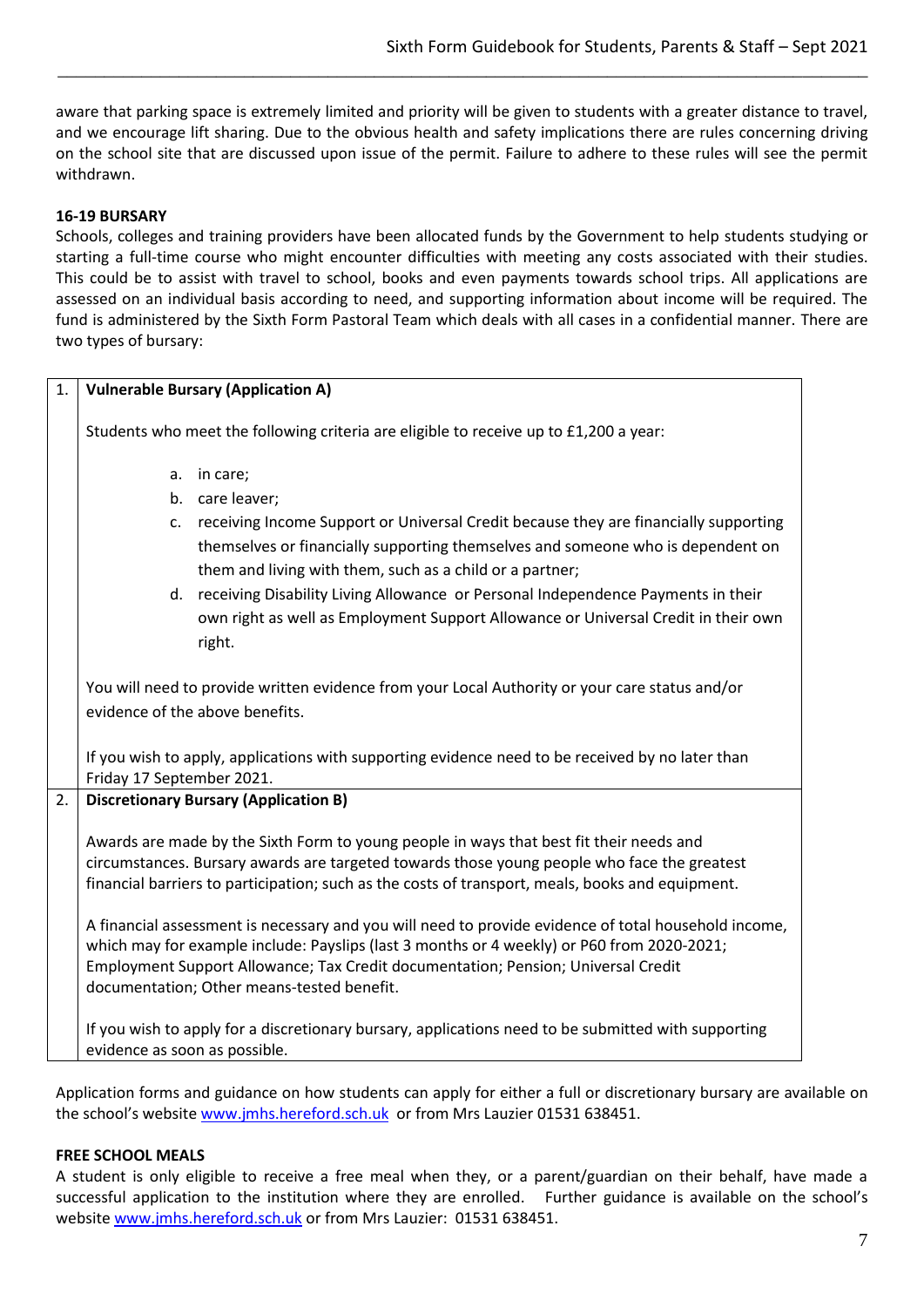aware that parking space is extremely limited and priority will be given to students with a greater distance to travel, and we encourage lift sharing. Due to the obvious health and safety implications there are rules concerning driving on the school site that are discussed upon issue of the permit. Failure to adhere to these rules will see the permit withdrawn.

**16-19 BURSARY**

Schools, colleges and training providers have been allocated funds by the Government to help students studying or starting a full-time course who might encounter difficulties with meeting any costs associated with their studies. This could be to assist with travel to school, books and even payments towards school trips. All applications are assessed on an individual basis according to need, and supporting information about income will be required. The fund is administered by the Sixth Form Pastoral Team which deals with all cases in a confidential manner. There are two types of bursary:

| | |
|---|---|
| 1. | **Vulnerable Bursary (Application A)**<br><br>Students who meet the following criteria are eligible to receive up to £1,200 a year:<br><br>a. in care;<br>b. care leaver;<br>c. receiving Income Support or Universal Credit because they are financially supporting themselves or financially supporting themselves and someone who is dependent on them and living with them, such as a child or a partner;<br>d. receiving Disability Living Allowance or Personal Independence Payments in their own right as well as Employment Support Allowance or Universal Credit in their own right.<br><br>You will need to provide written evidence from your Local Authority or your care status and/or evidence of the above benefits.<br><br>If you wish to apply, applications with supporting evidence need to be received by no later than Friday 17 September 2021. |
| 2. | **Discretionary Bursary (Application B)**<br><br>Awards are made by the Sixth Form to young people in ways that best fit their needs and circumstances. Bursary awards are targeted towards those young people who face the greatest financial barriers to participation; such as the costs of transport, meals, books and equipment.<br><br>A financial assessment is necessary and you will need to provide evidence of total household income, which may for example include: Payslips (last 3 months or 4 weekly) or P60 from 2020-2021; Employment Support Allowance; Tax Credit documentation; Pension; Universal Credit documentation; Other means-tested benefit.<br><br>If you wish to apply for a discretionary bursary, applications need to be submitted with supporting evidence as soon as possible. |

Application forms and guidance on how students can apply for either a full or discretionary bursary are available on the school's website [www.jmhs.hereford.sch.uk](http://www.jmhs.hereford.sch.uk) or from Mrs Lauzier 01531 638451.

**FREE SCHOOL MEALS**

A student is only eligible to receive a free meal when they, or a parent/guardian on their behalf, have made a successful application to the institution where they are enrolled. Further guidance is available on the school's website [www.jmhs.hereford.sch.uk](http://www.jmhs.hereford.sch.uk) or from Mrs Lauzier: 01531 638451.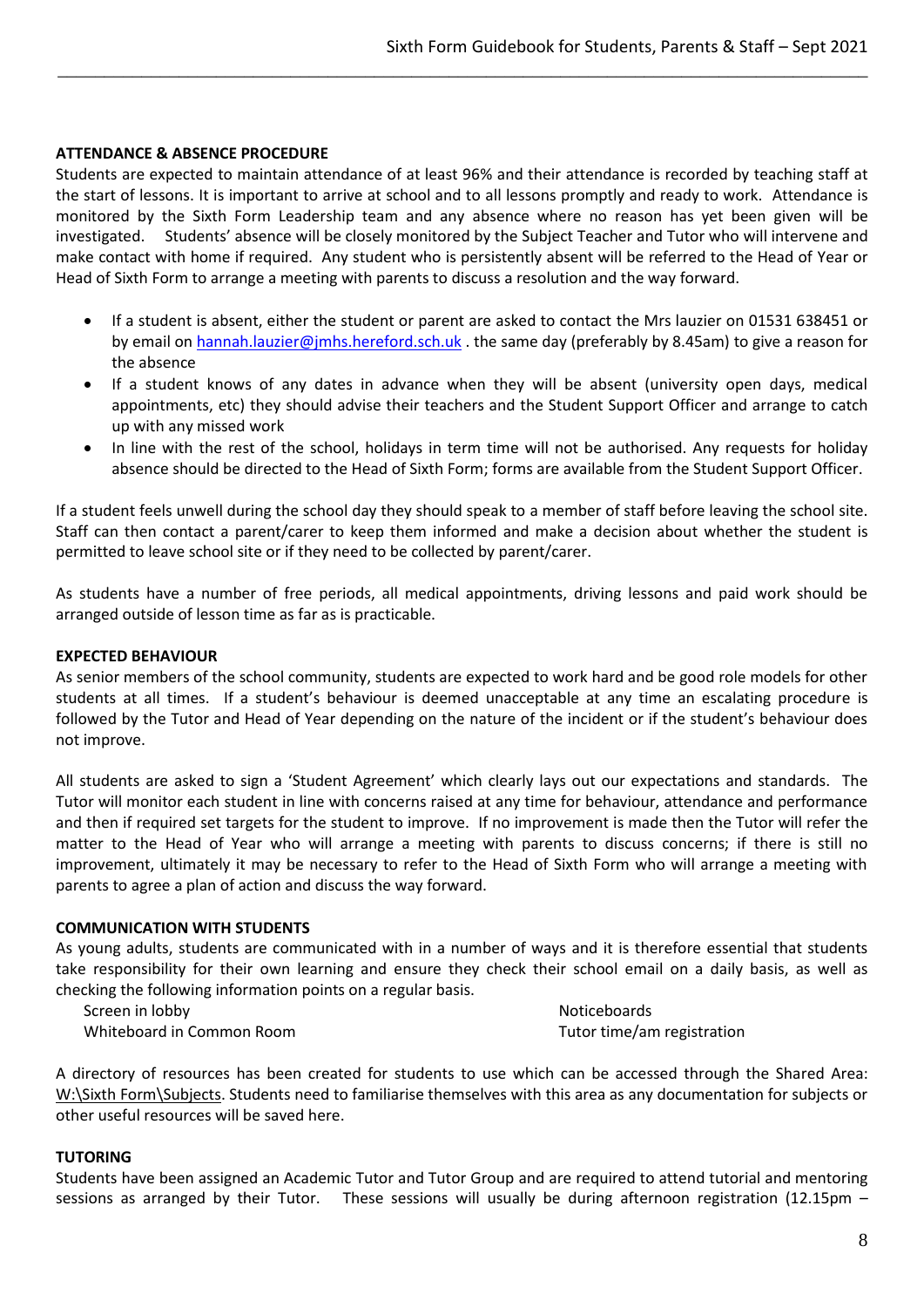**ATTENDANCE & ABSENCE PROCEDURE**

Students are expected to maintain attendance of at least 96% and their attendance is recorded by teaching staff at the start of lessons. It is important to arrive at school and to all lessons promptly and ready to work. Attendance is monitored by the Sixth Form Leadership team and any absence where no reason has yet been given will be investigated. Students' absence will be closely monitored by the Subject Teacher and Tutor who will intervene and make contact with home if required. Any student who is persistently absent will be referred to the Head of Year or Head of Sixth Form to arrange a meeting with parents to discuss a resolution and the way forward.

- If a student is absent, either the student or parent are asked to contact the Mrs lauzier on 01531 638451 or by email on hannah.lauzier@jmhs.hereford.sch.uk . the same day (preferably by 8.45am) to give a reason for the absence
- If a student knows of any dates in advance when they will be absent (university open days, medical appointments, etc) they should advise their teachers and the Student Support Officer and arrange to catch up with any missed work
- In line with the rest of the school, holidays in term time will not be authorised. Any requests for holiday absence should be directed to the Head of Sixth Form; forms are available from the Student Support Officer.

If a student feels unwell during the school day they should speak to a member of staff before leaving the school site. Staff can then contact a parent/carer to keep them informed and make a decision about whether the student is permitted to leave school site or if they need to be collected by parent/carer.

As students have a number of free periods, all medical appointments, driving lessons and paid work should be arranged outside of lesson time as far as is practicable.

**EXPECTED BEHAVIOUR**

As senior members of the school community, students are expected to work hard and be good role models for other students at all times. If a student's behaviour is deemed unacceptable at any time an escalating procedure is followed by the Tutor and Head of Year depending on the nature of the incident or if the student's behaviour does not improve.

All students are asked to sign a 'Student Agreement' which clearly lays out our expectations and standards. The Tutor will monitor each student in line with concerns raised at any time for behaviour, attendance and performance and then if required set targets for the student to improve. If no improvement is made then the Tutor will refer the matter to the Head of Year who will arrange a meeting with parents to discuss concerns; if there is still no improvement, ultimately it may be necessary to refer to the Head of Sixth Form who will arrange a meeting with parents to agree a plan of action and discuss the way forward.

**COMMUNICATION WITH STUDENTS**

As young adults, students are communicated with in a number of ways and it is therefore essential that students take responsibility for their own learning and ensure they check their school email on a daily basis, as well as checking the following information points on a regular basis.

- Screen in lobby
- Whiteboard in Common Room
- Noticeboards
- Tutor time/am registration

A directory of resources has been created for students to use which can be accessed through the Shared Area: W:\Sixth Form\Subjects. Students need to familiarise themselves with this area as any documentation for subjects or other useful resources will be saved here.

**TUTORING**

Students have been assigned an Academic Tutor and Tutor Group and are required to attend tutorial and mentoring sessions as arranged by their Tutor. These sessions will usually be during afternoon registration (12.15pm –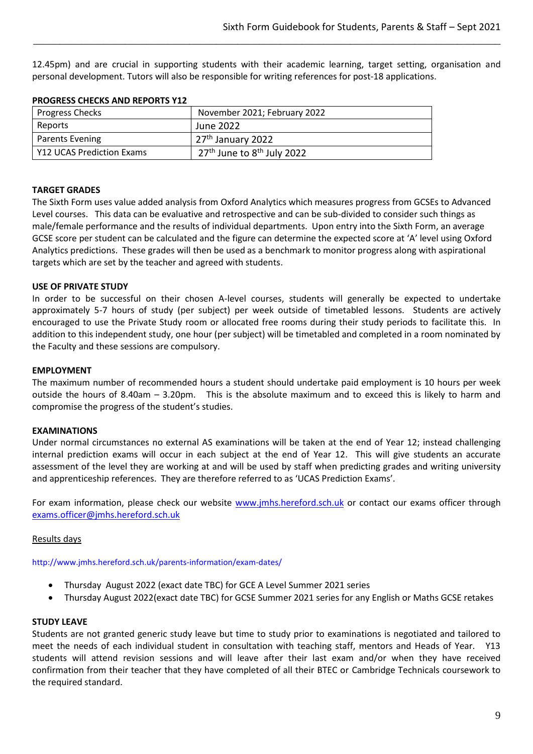12.45pm) and are crucial in supporting students with their academic learning, target setting, organisation and personal development. Tutors will also be responsible for writing references for post-18 applications.

**PROGRESS CHECKS AND REPORTS Y12**

| | |
|---|---|
| Progress Checks | November 2021; February 2022 |
| Reports | June 2022 |
| Parents Evening | 27th January 2022 |
| Y12 UCAS Prediction Exams | 27th June to 8th July 2022 |

**TARGET GRADES**

The Sixth Form uses value added analysis from Oxford Analytics which measures progress from GCSEs to Advanced Level courses. This data can be evaluative and retrospective and can be sub-divided to consider such things as male/female performance and the results of individual departments. Upon entry into the Sixth Form, an average GCSE score per student can be calculated and the figure can determine the expected score at 'A' level using Oxford Analytics predictions. These grades will then be used as a benchmark to monitor progress along with aspirational targets which are set by the teacher and agreed with students.

**USE OF PRIVATE STUDY**

In order to be successful on their chosen A-level courses, students will generally be expected to undertake approximately 5-7 hours of study (per subject) per week outside of timetabled lessons. Students are actively encouraged to use the Private Study room or allocated free rooms during their study periods to facilitate this. In addition to this independent study, one hour (per subject) will be timetabled and completed in a room nominated by the Faculty and these sessions are compulsory.

**EMPLOYMENT**

The maximum number of recommended hours a student should undertake paid employment is 10 hours per week outside the hours of 8.40am – 3.20pm. This is the absolute maximum and to exceed this is likely to harm and compromise the progress of the student's studies.

**EXAMINATIONS**

Under normal circumstances no external AS examinations will be taken at the end of Year 12; instead challenging internal prediction exams will occur in each subject at the end of Year 12. This will give students an accurate assessment of the level they are working at and will be used by staff when predicting grades and writing university and apprenticeship references. They are therefore referred to as 'UCAS Prediction Exams'.

For exam information, please check our website www.jmhs.hereford.sch.uk or contact our exams officer through exams.officer@jmhs.hereford.sch.uk

Results days

http://www.jmhs.hereford.sch.uk/parents-information/exam-dates/

- Thursday August 2022 (exact date TBC) for GCE A Level Summer 2021 series
- Thursday August 2022(exact date TBC) for GCSE Summer 2021 series for any English or Maths GCSE retakes

**STUDY LEAVE**

Students are not granted generic study leave but time to study prior to examinations is negotiated and tailored to meet the needs of each individual student in consultation with teaching staff, mentors and Heads of Year. Y13 students will attend revision sessions and will leave after their last exam and/or when they have received confirmation from their teacher that they have completed of all their BTEC or Cambridge Technicals coursework to the required standard.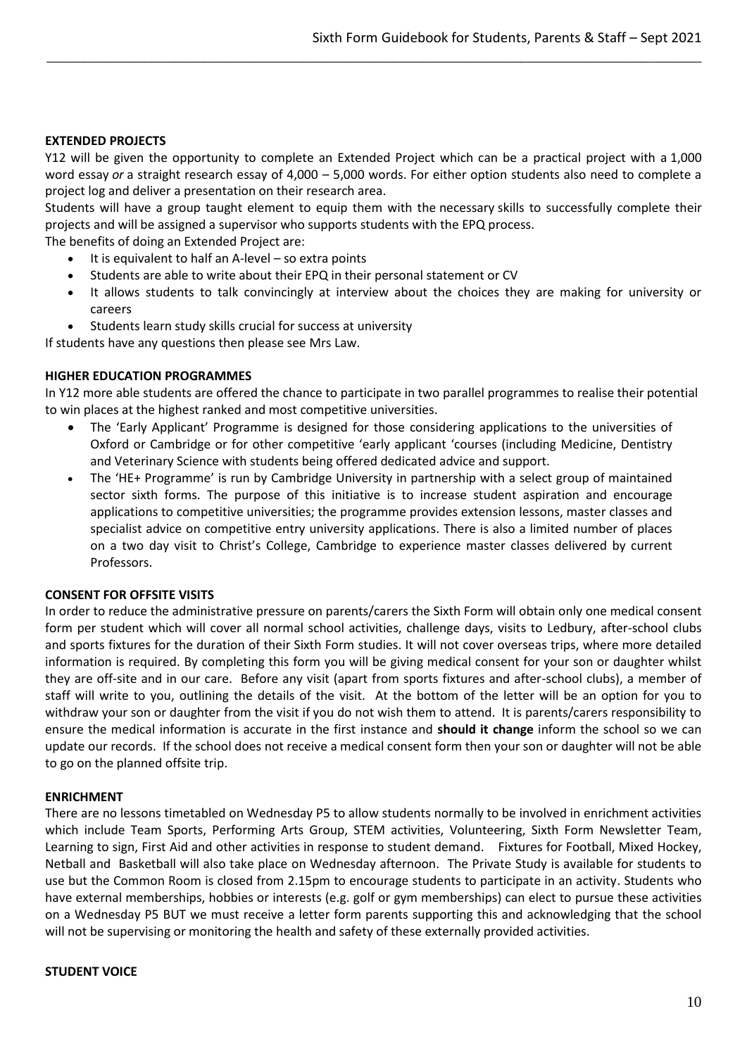**EXTENDED PROJECTS**

Y12 will be given the opportunity to complete an Extended Project which can be a practical project with a 1,000 word essay *or* a straight research essay of 4,000 – 5,000 words. For either option students also need to complete a project log and deliver a presentation on their research area.

Students will have a group taught element to equip them with the necessary skills to successfully complete their projects and will be assigned a supervisor who supports students with the EPQ process.

The benefits of doing an Extended Project are:

- It is equivalent to half an A-level – so extra points
- Students are able to write about their EPQ in their personal statement or CV
- It allows students to talk convincingly at interview about the choices they are making for university or careers
- Students learn study skills crucial for success at university

If students have any questions then please see Mrs Law.

**HIGHER EDUCATION PROGRAMMES**

In Y12 more able students are offered the chance to participate in two parallel programmes to realise their potential to win places at the highest ranked and most competitive universities.

- The 'Early Applicant' Programme is designed for those considering applications to the universities of Oxford or Cambridge or for other competitive 'early applicant 'courses (including Medicine, Dentistry and Veterinary Science with students being offered dedicated advice and support.
- The 'HE+ Programme' is run by Cambridge University in partnership with a select group of maintained sector sixth forms. The purpose of this initiative is to increase student aspiration and encourage applications to competitive universities; the programme provides extension lessons, master classes and specialist advice on competitive entry university applications. There is also a limited number of places on a two day visit to Christ's College, Cambridge to experience master classes delivered by current Professors.

**CONSENT FOR OFFSITE VISITS**

In order to reduce the administrative pressure on parents/carers the Sixth Form will obtain only one medical consent form per student which will cover all normal school activities, challenge days, visits to Ledbury, after-school clubs and sports fixtures for the duration of their Sixth Form studies. It will not cover overseas trips, where more detailed information is required. By completing this form you will be giving medical consent for your son or daughter whilst they are off-site and in our care. Before any visit (apart from sports fixtures and after-school clubs), a member of staff will write to you, outlining the details of the visit. At the bottom of the letter will be an option for you to withdraw your son or daughter from the visit if you do not wish them to attend. It is parents/carers responsibility to ensure the medical information is accurate in the first instance and **should it change** inform the school so we can update our records. If the school does not receive a medical consent form then your son or daughter will not be able to go on the planned offsite trip.

**ENRICHMENT**

There are no lessons timetabled on Wednesday P5 to allow students normally to be involved in enrichment activities which include Team Sports, Performing Arts Group, STEM activities, Volunteering, Sixth Form Newsletter Team, Learning to sign, First Aid and other activities in response to student demand. Fixtures for Football, Mixed Hockey, Netball and Basketball will also take place on Wednesday afternoon. The Private Study is available for students to use but the Common Room is closed from 2.15pm to encourage students to participate in an activity. Students who have external memberships, hobbies or interests (e.g. golf or gym memberships) can elect to pursue these activities on a Wednesday P5 BUT we must receive a letter form parents supporting this and acknowledging that the school will not be supervising or monitoring the health and safety of these externally provided activities.

**STUDENT VOICE**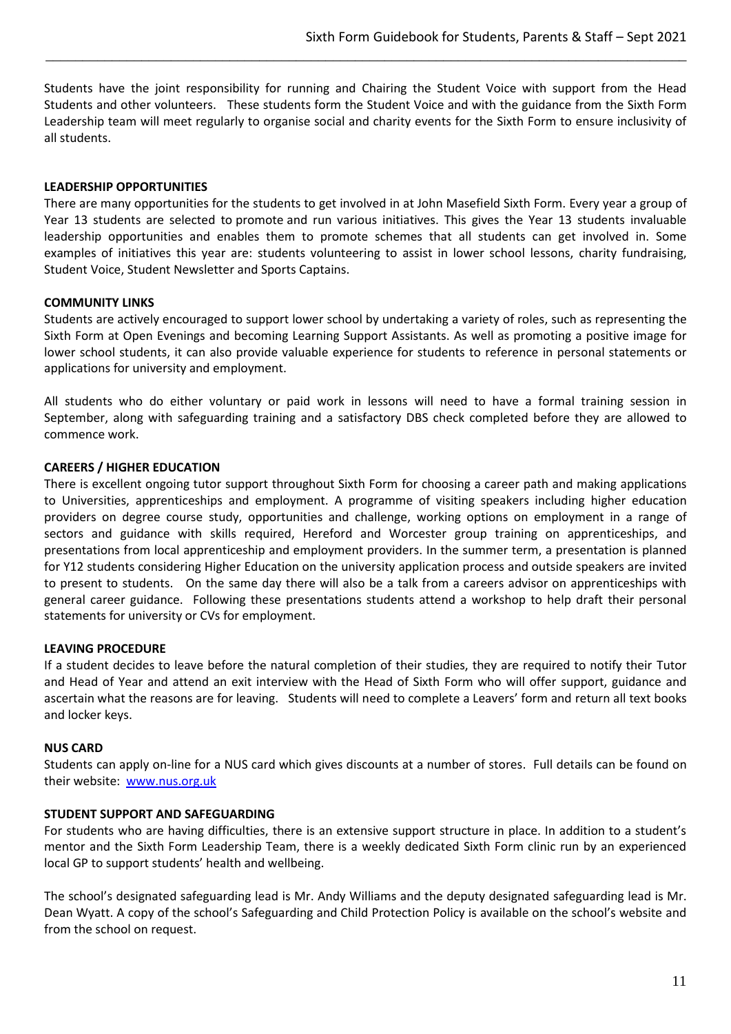Students have the joint responsibility for running and Chairing the Student Voice with support from the Head Students and other volunteers. These students form the Student Voice and with the guidance from the Sixth Form Leadership team will meet regularly to organise social and charity events for the Sixth Form to ensure inclusivity of all students.

**LEADERSHIP OPPORTUNITIES**

There are many opportunities for the students to get involved in at John Masefield Sixth Form. Every year a group of Year 13 students are selected to promote and run various initiatives. This gives the Year 13 students invaluable leadership opportunities and enables them to promote schemes that all students can get involved in. Some examples of initiatives this year are: students volunteering to assist in lower school lessons, charity fundraising, Student Voice, Student Newsletter and Sports Captains.

**COMMUNITY LINKS**

Students are actively encouraged to support lower school by undertaking a variety of roles, such as representing the Sixth Form at Open Evenings and becoming Learning Support Assistants. As well as promoting a positive image for lower school students, it can also provide valuable experience for students to reference in personal statements or applications for university and employment.

All students who do either voluntary or paid work in lessons will need to have a formal training session in September, along with safeguarding training and a satisfactory DBS check completed before they are allowed to commence work.

**CAREERS / HIGHER EDUCATION**

There is excellent ongoing tutor support throughout Sixth Form for choosing a career path and making applications to Universities, apprenticeships and employment. A programme of visiting speakers including higher education providers on degree course study, opportunities and challenge, working options on employment in a range of sectors and guidance with skills required, Hereford and Worcester group training on apprenticeships, and presentations from local apprenticeship and employment providers. In the summer term, a presentation is planned for Y12 students considering Higher Education on the university application process and outside speakers are invited to present to students. On the same day there will also be a talk from a careers advisor on apprenticeships with general career guidance. Following these presentations students attend a workshop to help draft their personal statements for university or CVs for employment.

**LEAVING PROCEDURE**

If a student decides to leave before the natural completion of their studies, they are required to notify their Tutor and Head of Year and attend an exit interview with the Head of Sixth Form who will offer support, guidance and ascertain what the reasons are for leaving. Students will need to complete a Leavers' form and return all text books and locker keys.

**NUS CARD**

Students can apply on-line for a NUS card which gives discounts at a number of stores. Full details can be found on their website: [www.nus.org.uk](http://www.nus.org.uk)

**STUDENT SUPPORT AND SAFEGUARDING**

For students who are having difficulties, there is an extensive support structure in place. In addition to a student's mentor and the Sixth Form Leadership Team, there is a weekly dedicated Sixth Form clinic run by an experienced local GP to support students' health and wellbeing.

The school's designated safeguarding lead is Mr. Andy Williams and the deputy designated safeguarding lead is Mr. Dean Wyatt. A copy of the school's Safeguarding and Child Protection Policy is available on the school's website and from the school on request.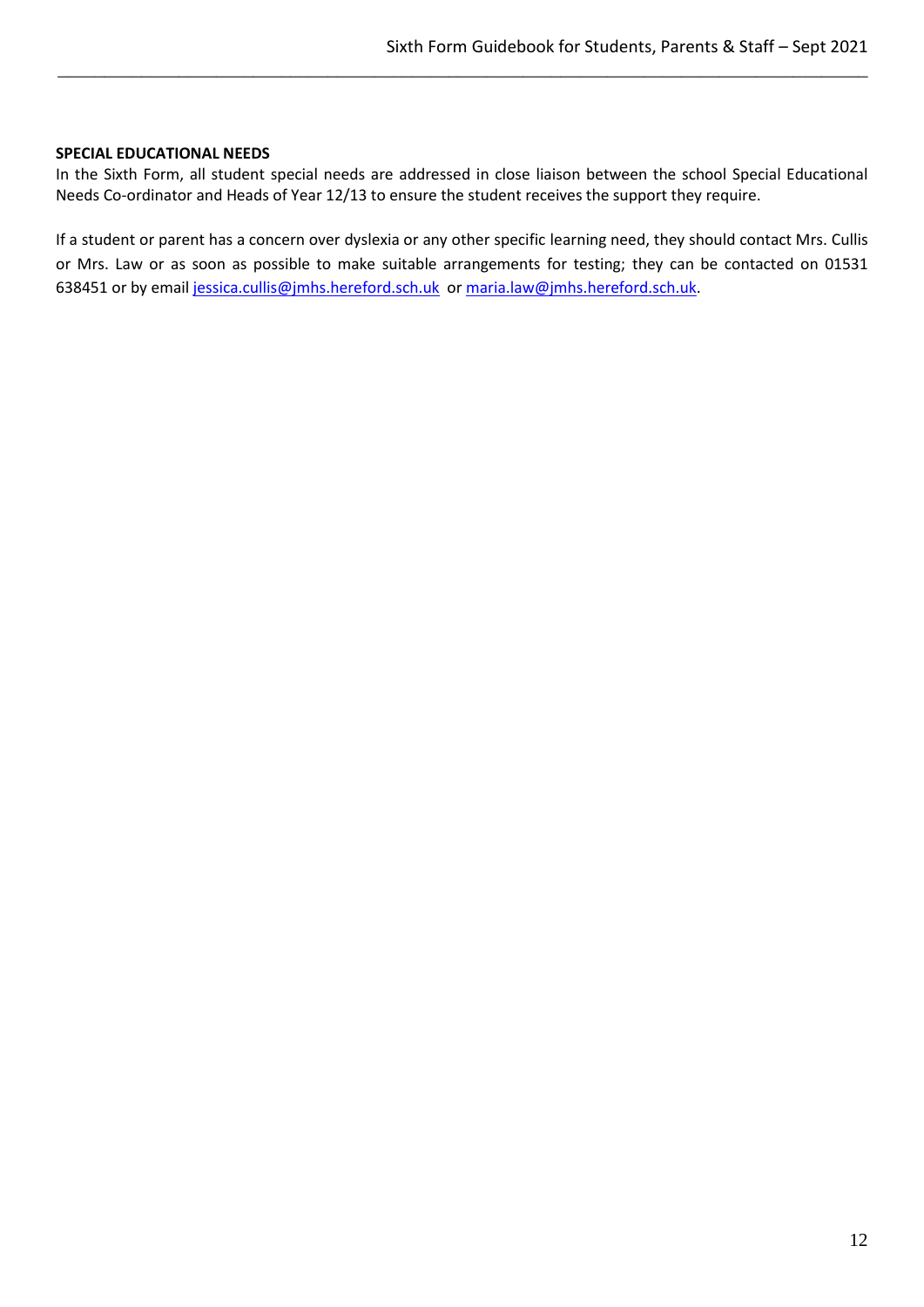**SPECIAL EDUCATIONAL NEEDS**

In the Sixth Form, all student special needs are addressed in close liaison between the school Special Educational Needs Co-ordinator and Heads of Year 12/13 to ensure the student receives the support they require.

If a student or parent has a concern over dyslexia or any other specific learning need, they should contact Mrs. Cullis or Mrs. Law or as soon as possible to make suitable arrangements for testing; they can be contacted on 01531 638451 or by email jessica.cullis@jmhs.hereford.sch.uk or maria.law@jmhs.hereford.sch.uk.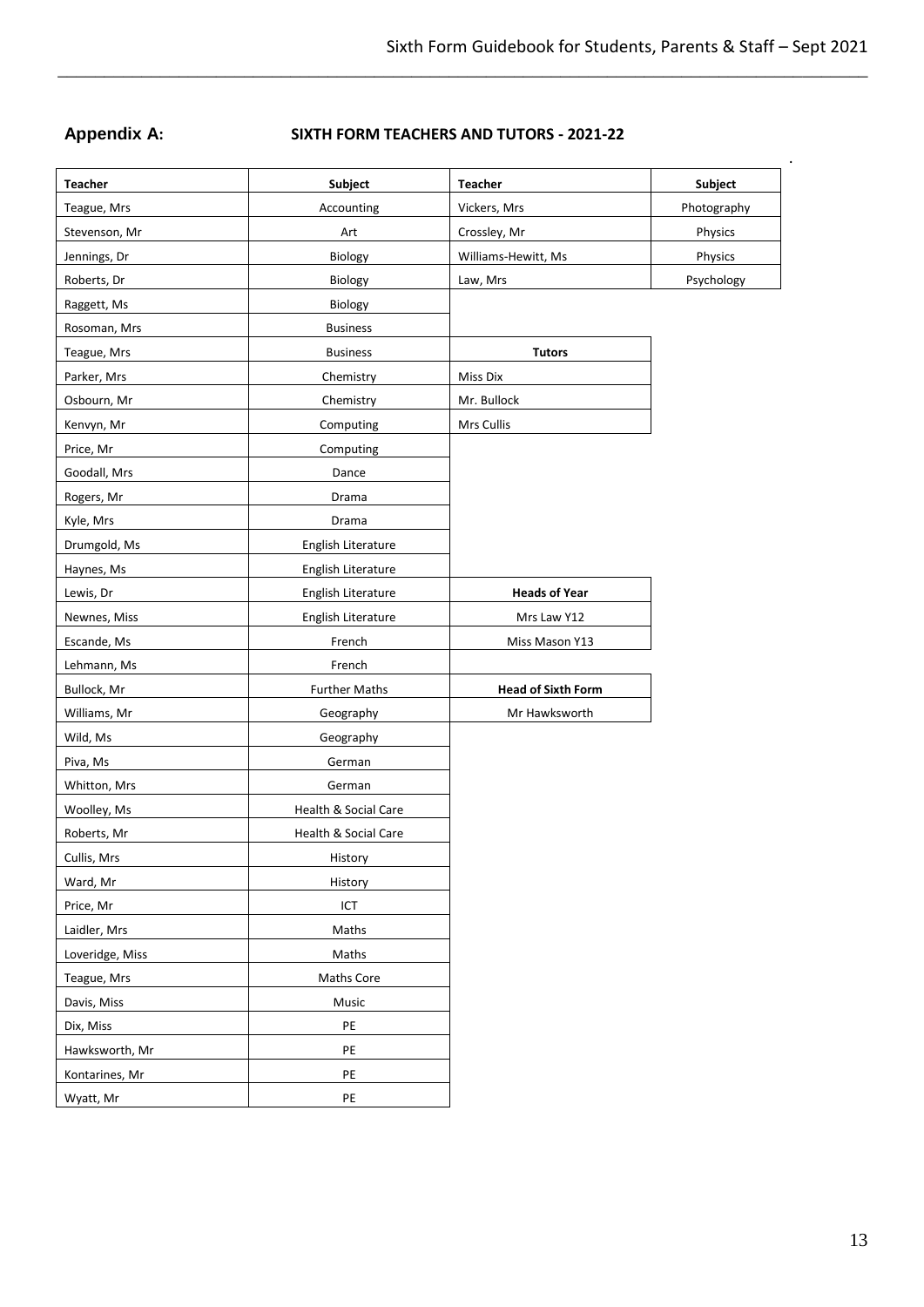## Appendix A: SIXTH FORM TEACHERS AND TUTORS - 2021-22

| Teacher | Subject |
|---|---|
| Teague, Mrs | Accounting |
| Stevenson, Mr | Art |
| Jennings, Dr | Biology |
| Roberts, Dr | Biology |
| Raggett, Ms | Biology |
| Rosoman, Mrs | Business |
| Teague, Mrs | Business |
| Parker, Mrs | Chemistry |
| Osbourn, Mr | Chemistry |
| Kenvyn, Mr | Computing |
| Price, Mr | Computing |
| Goodall, Mrs | Dance |
| Rogers, Mr | Drama |
| Kyle, Mrs | Drama |
| Drumgold, Ms | English Literature |
| Haynes, Ms | English Literature |
| Lewis, Dr | English Literature |
| Newnes, Miss | English Literature |
| Escande, Ms | French |
| Lehmann, Ms | French |
| Bullock, Mr | Further Maths |
| Williams, Mr | Geography |
| Wild, Ms | Geography |
| Piva, Ms | German |
| Whitton, Mrs | German |
| Woolley, Ms | Health & Social Care |
| Roberts, Mr | Health & Social Care |
| Cullis, Mrs | History |
| Ward, Mr | History |
| Price, Mr | ICT |
| Laidler, Mrs | Maths |
| Loveridge, Miss | Maths |
| Teague, Mrs | Maths Core |
| Davis, Miss | Music |
| Dix, Miss | PE |
| Hawksworth, Mr | PE |
| Kontarines, Mr | PE |
| Wyatt, Mr | PE |
| Vickers, Mrs | Photography |
| Crossley, Mr | Physics |
| Williams-Hewitt, Ms | Physics |
| Law, Mrs | Psychology |

| Tutors |
|---|
| Miss Dix |
| Mr. Bullock |
| Mrs Cullis |

| Heads of Year |
|---|
| Mrs Law Y12 |
| Miss Mason Y13 |

| Head of Sixth Form |
|---|
| Mr Hawksworth |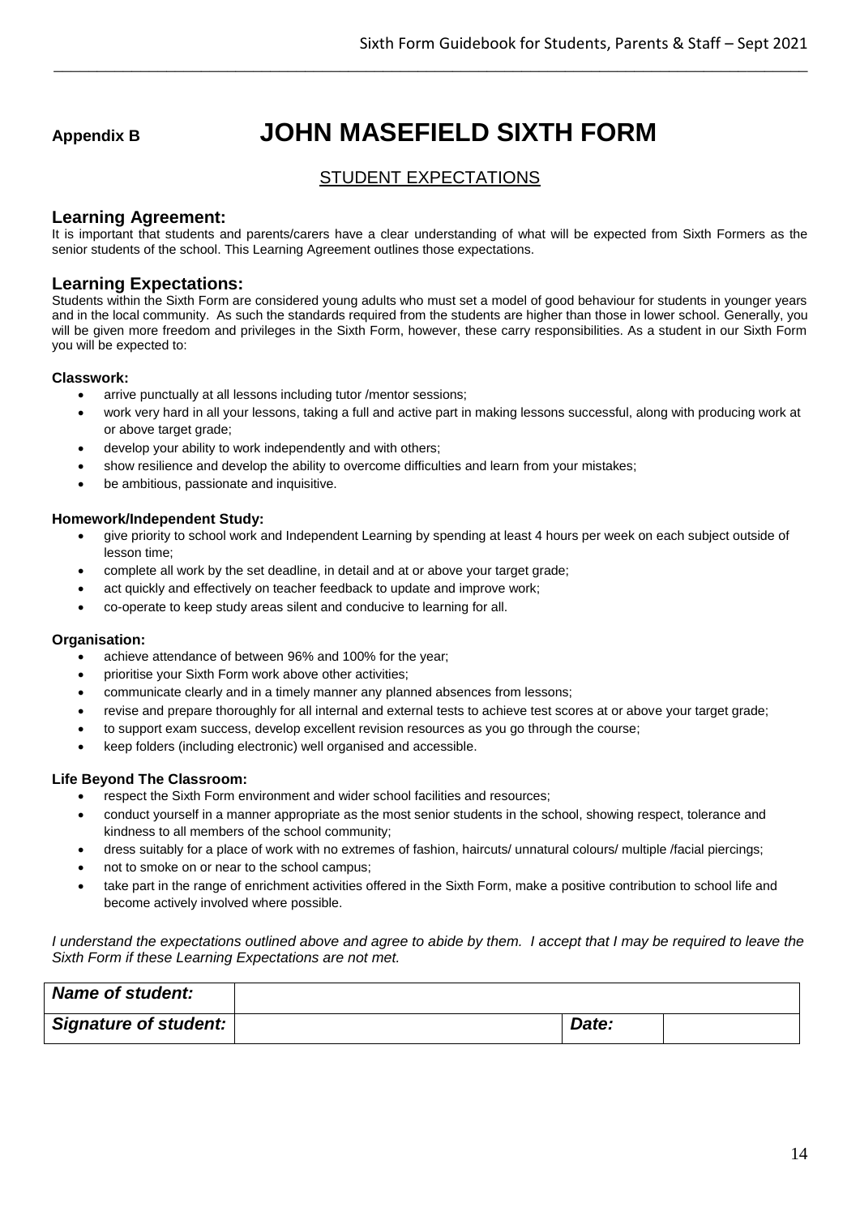**Appendix B**

# JOHN MASEFIELD SIXTH FORM

## STUDENT EXPECTATIONS

### Learning Agreement:

It is important that students and parents/carers have a clear understanding of what will be expected from Sixth Formers as the senior students of the school. This Learning Agreement outlines those expectations.

### Learning Expectations:

Students within the Sixth Form are considered young adults who must set a model of good behaviour for students in younger years and in the local community. As such the standards required from the students are higher than those in lower school. Generally, you will be given more freedom and privileges in the Sixth Form, however, these carry responsibilities. As a student in our Sixth Form you will be expected to:

**Classwork:**

- arrive punctually at all lessons including tutor /mentor sessions;
- work very hard in all your lessons, taking a full and active part in making lessons successful, along with producing work at or above target grade;
- develop your ability to work independently and with others;
- show resilience and develop the ability to overcome difficulties and learn from your mistakes;
- be ambitious, passionate and inquisitive.

**Homework/Independent Study:**

- give priority to school work and Independent Learning by spending at least 4 hours per week on each subject outside of lesson time;
- complete all work by the set deadline, in detail and at or above your target grade;
- act quickly and effectively on teacher feedback to update and improve work;
- co-operate to keep study areas silent and conducive to learning for all.

**Organisation:**

- achieve attendance of between 96% and 100% for the year;
- prioritise your Sixth Form work above other activities;
- communicate clearly and in a timely manner any planned absences from lessons;
- revise and prepare thoroughly for all internal and external tests to achieve test scores at or above your target grade;
- to support exam success, develop excellent revision resources as you go through the course;
- keep folders (including electronic) well organised and accessible.

**Life Beyond The Classroom:**

- respect the Sixth Form environment and wider school facilities and resources;
- conduct yourself in a manner appropriate as the most senior students in the school, showing respect, tolerance and kindness to all members of the school community;
- dress suitably for a place of work with no extremes of fashion, haircuts/ unnatural colours/ multiple /facial piercings;
- not to smoke on or near to the school campus;
- take part in the range of enrichment activities offered in the Sixth Form, make a positive contribution to school life and become actively involved where possible.

*I understand the expectations outlined above and agree to abide by them. I accept that I may be required to leave the Sixth Form if these Learning Expectations are not met.*

| ***Name of student:*** | | | |
|---|---|---|---|
| ***Signature of student:*** | | ***Date:*** | |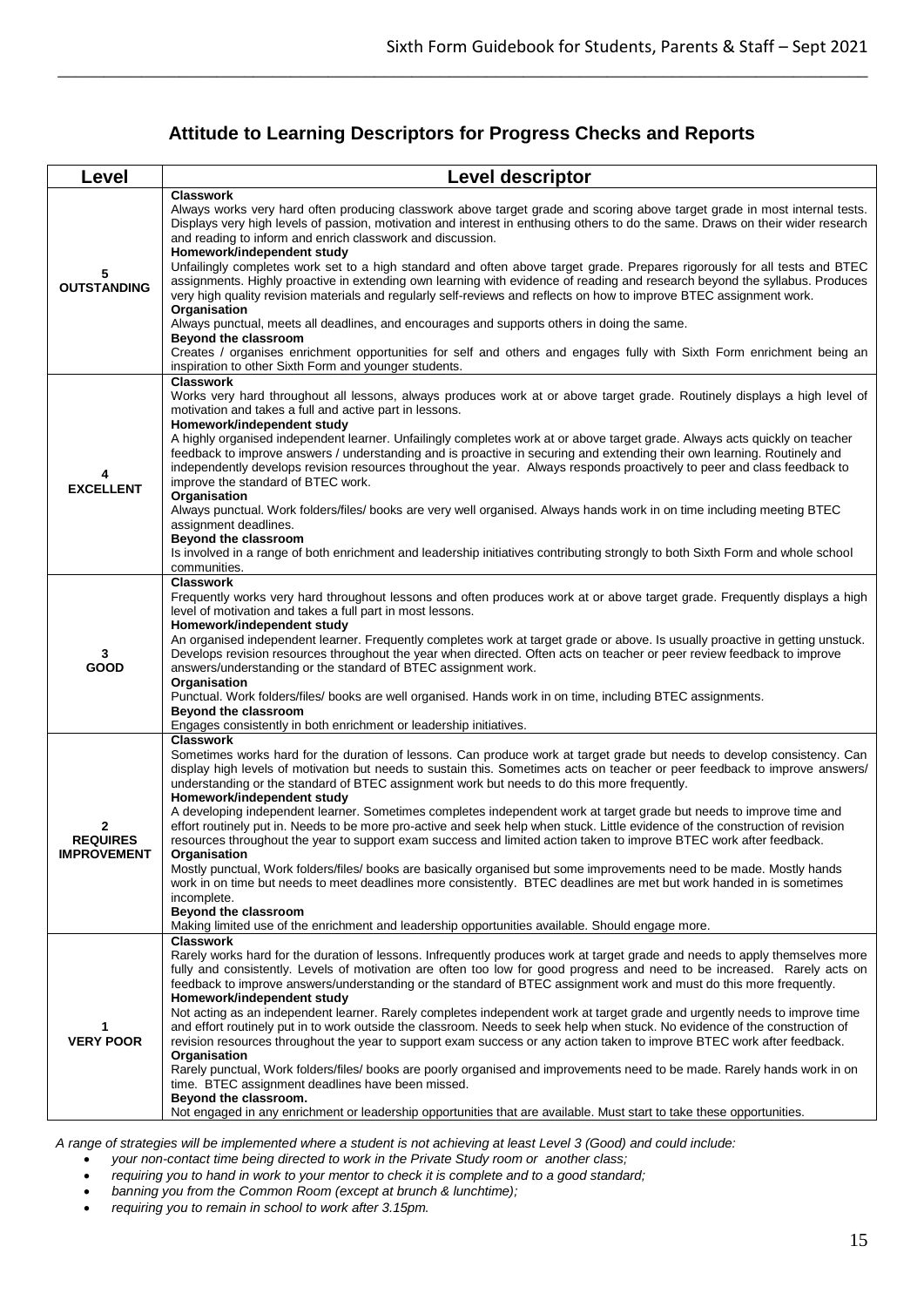## Attitude to Learning Descriptors for Progress Checks and Reports

| Level | Level descriptor |
|---|---|
| **5 OUTSTANDING** | **Classwork**<br>Always works very hard often producing classwork above target grade and scoring above target grade in most internal tests. Displays very high levels of passion, motivation and interest in enthusing others to do the same. Draws on their wider research and reading to inform and enrich classwork and discussion.<br>**Homework/independent study**<br>Unfailingly completes work set to a high standard and often above target grade. Prepares rigorously for all tests and BTEC assignments. Highly proactive in extending own learning with evidence of reading and research beyond the syllabus. Produces very high quality revision materials and regularly self-reviews and reflects on how to improve BTEC assignment work.<br>**Organisation**<br>Always punctual, meets all deadlines, and encourages and supports others in doing the same.<br>**Beyond the classroom**<br>Creates / organises enrichment opportunities for self and others and engages fully with Sixth Form enrichment being an inspiration to other Sixth Form and younger students. |
| **4 EXCELLENT** | **Classwork**<br>Works very hard throughout all lessons, always produces work at or above target grade. Routinely displays a high level of motivation and takes a full and active part in lessons.<br>**Homework/independent study**<br>A highly organised independent learner. Unfailingly completes work at or above target grade. Always acts quickly on teacher feedback to improve answers / understanding and is proactive in securing and extending their own learning. Routinely and independently develops revision resources throughout the year. Always responds proactively to peer and class feedback to improve the standard of BTEC work.<br>**Organisation**<br>Always punctual. Work folders/files/ books are very well organised. Always hands work in on time including meeting BTEC assignment deadlines.<br>**Beyond the classroom**<br>Is involved in a range of both enrichment and leadership initiatives contributing strongly to both Sixth Form and whole school communities. |
| **3 GOOD** | **Classwork**<br>Frequently works very hard throughout lessons and often produces work at or above target grade. Frequently displays a high level of motivation and takes a full part in most lessons.<br>**Homework/independent study**<br>An organised independent learner. Frequently completes work at target grade or above. Is usually proactive in getting unstuck. Develops revision resources throughout the year when directed. Often acts on teacher or peer review feedback to improve answers/understanding or the standard of BTEC assignment work.<br>**Organisation**<br>Punctual. Work folders/files/ books are well organised. Hands work in on time, including BTEC assignments.<br>**Beyond the classroom**<br>Engages consistently in both enrichment or leadership initiatives. |
| **2 REQUIRES IMPROVEMENT** | **Classwork**<br>Sometimes works hard for the duration of lessons. Can produce work at target grade but needs to develop consistency. Can display high levels of motivation but needs to sustain this. Sometimes acts on teacher or peer feedback to improve answers/ understanding or the standard of BTEC assignment work but needs to do this more frequently.<br>**Homework/independent study**<br>A developing independent learner. Sometimes completes independent work at target grade but needs to improve time and effort routinely put in. Needs to be more pro-active and seek help when stuck. Little evidence of the construction of revision resources throughout the year to support exam success and limited action taken to improve BTEC work after feedback.<br>**Organisation**<br>Mostly punctual, Work folders/files/ books are basically organised but some improvements need to be made. Mostly hands work in on time but needs to meet deadlines more consistently. BTEC deadlines are met but work handed in is sometimes incomplete.<br>**Beyond the classroom**<br>Making limited use of the enrichment and leadership opportunities available. Should engage more. |
| **1 VERY POOR** | **Classwork**<br>Rarely works hard for the duration of lessons. Infrequently produces work at target grade and needs to apply themselves more fully and consistently. Levels of motivation are often too low for good progress and need to be increased. Rarely acts on feedback to improve answers/understanding or the standard of BTEC assignment work and must do this more frequently.<br>**Homework/independent study**<br>Not acting as an independent learner. Rarely completes independent work at target grade and urgently needs to improve time and effort routinely put in to work outside the classroom. Needs to seek help when stuck. No evidence of the construction of revision resources throughout the year to support exam success or any action taken to improve BTEC work after feedback.<br>**Organisation**<br>Rarely punctual, Work folders/files/ books are poorly organised and improvements need to be made. Rarely hands work in on time. BTEC assignment deadlines have been missed.<br>**Beyond the classroom.**<br>Not engaged in any enrichment or leadership opportunities that are available. Must start to take these opportunities. |

*A range of strategies will be implemented where a student is not achieving at least Level 3 (Good) and could include:*

- *your non-contact time being directed to work in the Private Study room or another class;*
- *requiring you to hand in work to your mentor to check it is complete and to a good standard;*
- *banning you from the Common Room (except at brunch & lunchtime);*
- *requiring you to remain in school to work after 3.15pm.*